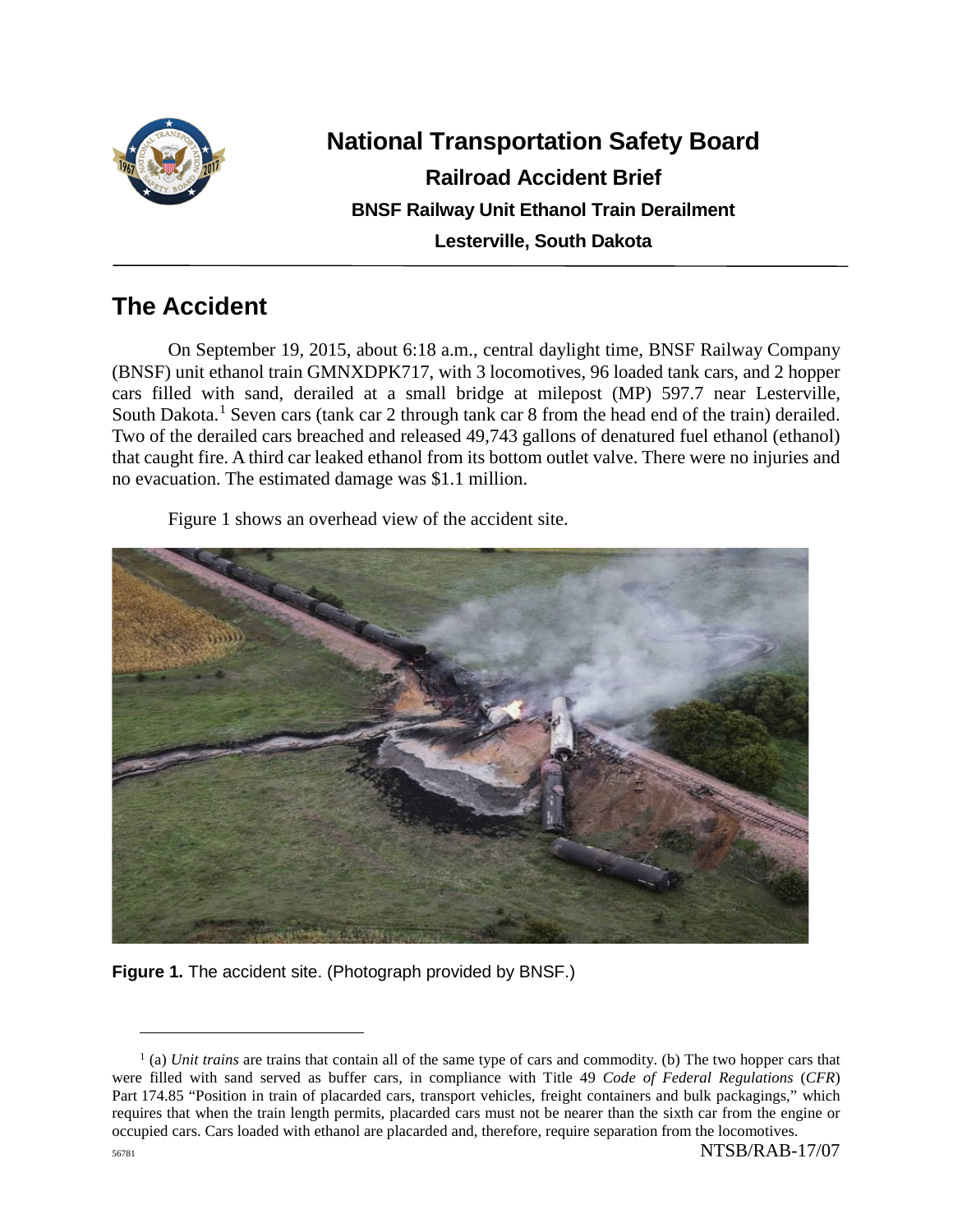# National Transportation Safety Board

## Railroad Accident Brief

### BNSF Railway Unit Ethanol Train Derailment

### Lesterville, South Dakota

## The Accident

On September 19, 2015, about 6:18 a.m., central daylight time, BNSF Railway Company (BNSF) unit ethanol train GMNXDPK717, with 3 locomotives, 96 loaded tank cars, and 2 hopper cars filled with sand, derailed at a small bridge at milepost (MP) 597.7 near Lesterville, South Dakota.[1] Seven cars (tank car 2 through tank car 8 from the head end of the train) derailed. Two of the derailed cars breached and released 49,743 gallons of denatured fuel ethanol (ethanol) that caught fire. A third car leaked ethanol from its bottom outlet valve. There were no injuries and no evacuation. The estimated damage was $1.1 million.

Figure 1 shows an overhead view of the accident site.

**Figure 1.** The accident site. (Photograph provided by BNSF.)

[1] (a) *Unit trains* are trains that contain all of the same type of cars and commodity. (b) The two hopper cars that were filled with sand served as buffer cars, in compliance with Title 49 *Code of Federal Regulations* (*CFR*) Part 174.85 "Position in train of placarded cars, transport vehicles, freight containers and bulk packagings," which requires that when the train length permits, placarded cars must not be nearer than the sixth car from the engine or occupied cars. Cars loaded with ethanol are placarded and, therefore, require separation from the locomotives.

NTSB/RAB-17/07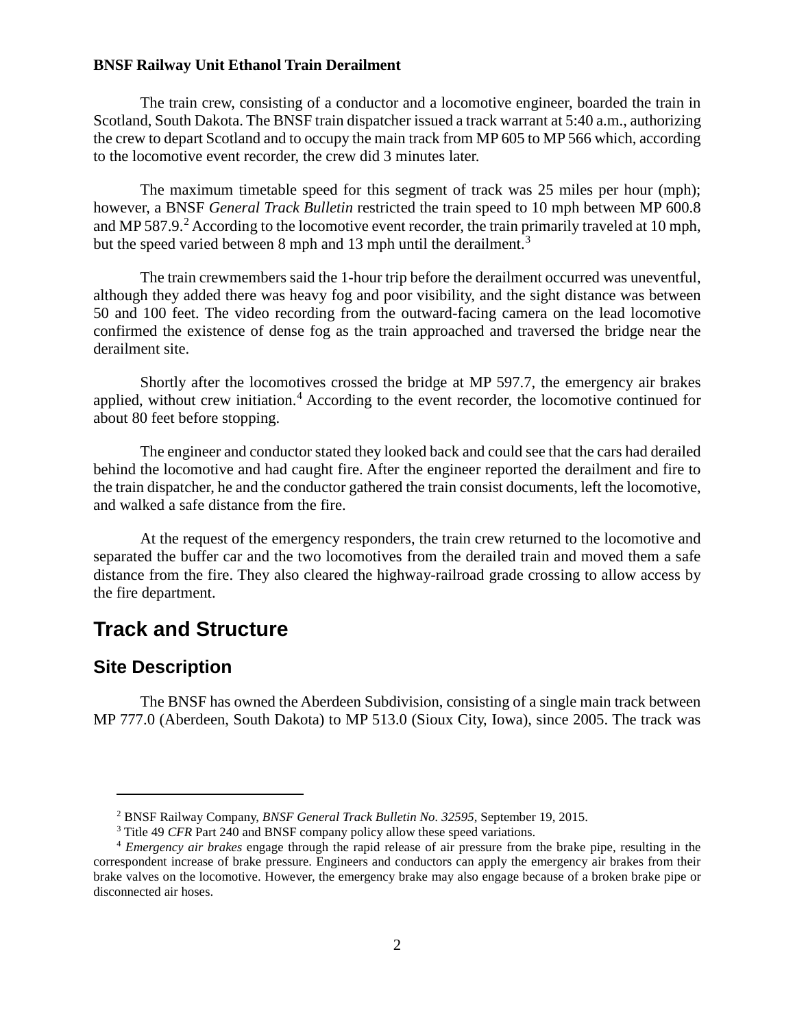The train crew, consisting of a conductor and a locomotive engineer, boarded the train in Scotland, South Dakota. The BNSF train dispatcher issued a track warrant at 5:40 a.m., authorizing the crew to depart Scotland and to occupy the main track from MP 605 to MP 566 which, according to the locomotive event recorder, the crew did 3 minutes later.

The maximum timetable speed for this segment of track was 25 miles per hour (mph); however, a BNSF *General Track Bulletin* restricted the train speed to 10 mph between MP 600.8 and MP 587.9.[2] According to the locomotive event recorder, the train primarily traveled at 10 mph, but the speed varied between 8 mph and 13 mph until the derailment.[3]

The train crewmembers said the 1-hour trip before the derailment occurred was uneventful, although they added there was heavy fog and poor visibility, and the sight distance was between 50 and 100 feet. The video recording from the outward-facing camera on the lead locomotive confirmed the existence of dense fog as the train approached and traversed the bridge near the derailment site.

Shortly after the locomotives crossed the bridge at MP 597.7, the emergency air brakes applied, without crew initiation.[4] According to the event recorder, the locomotive continued for about 80 feet before stopping.

The engineer and conductor stated they looked back and could see that the cars had derailed behind the locomotive and had caught fire. After the engineer reported the derailment and fire to the train dispatcher, he and the conductor gathered the train consist documents, left the locomotive, and walked a safe distance from the fire.

At the request of the emergency responders, the train crew returned to the locomotive and separated the buffer car and the two locomotives from the derailed train and moved them a safe distance from the fire. They also cleared the highway-railroad grade crossing to allow access by the fire department.

## Track and Structure

### Site Description

The BNSF has owned the Aberdeen Subdivision, consisting of a single main track between MP 777.0 (Aberdeen, South Dakota) to MP 513.0 (Sioux City, Iowa), since 2005. The track was

---

[2] BNSF Railway Company, *BNSF General Track Bulletin No. 32595*, September 19, 2015.

[3] Title 49 *CFR* Part 240 and BNSF company policy allow these speed variations.

[4] *Emergency air brakes* engage through the rapid release of air pressure from the brake pipe, resulting in the correspondent increase of brake pressure. Engineers and conductors can apply the emergency air brakes from their brake valves on the locomotive. However, the emergency brake may also engage because of a broken brake pipe or disconnected air hoses.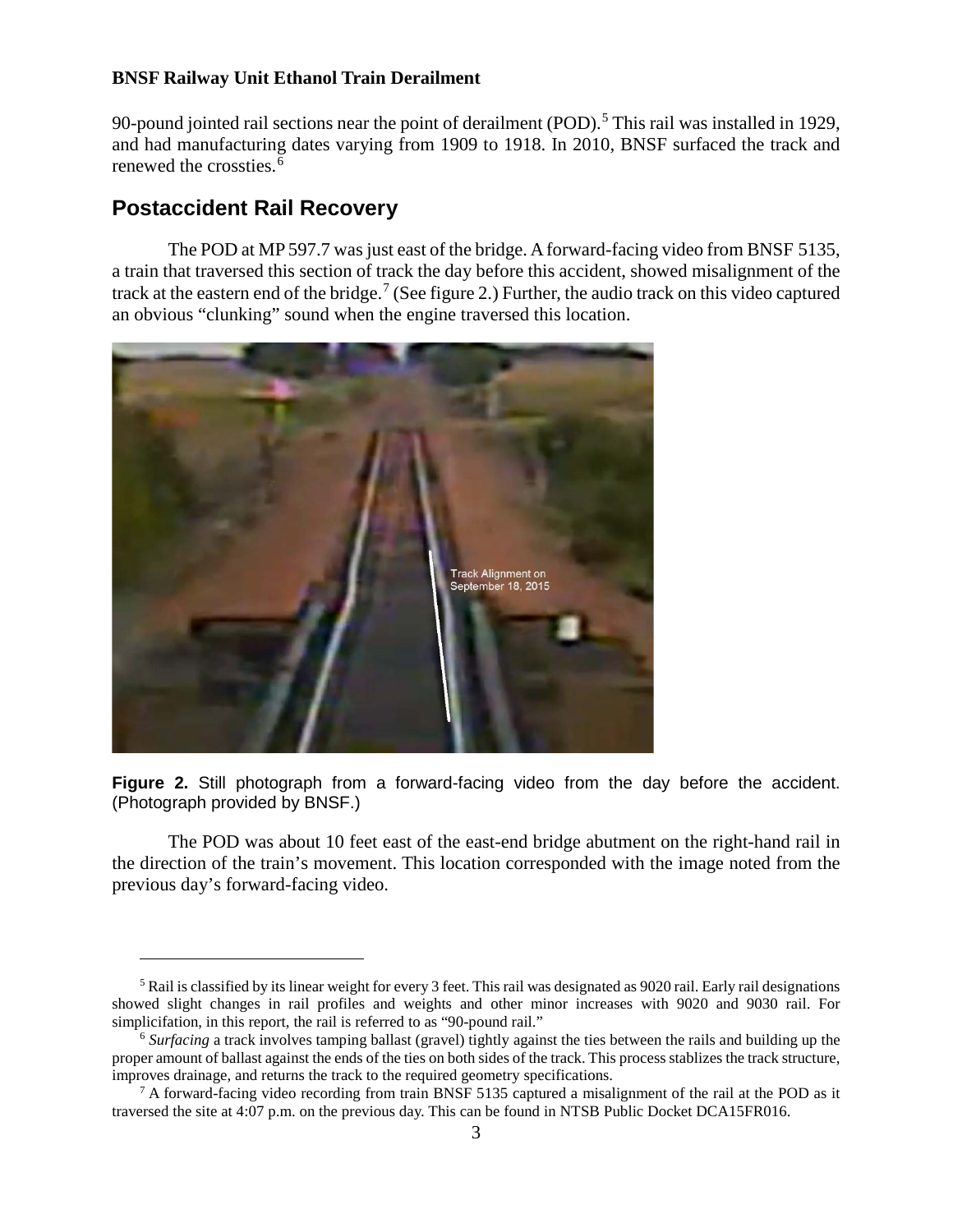90-pound jointed rail sections near the point of derailment (POD).[5] This rail was installed in 1929, and had manufacturing dates varying from 1909 to 1918. In 2010, BNSF surfaced the track and renewed the crossties.[6]

## Postaccident Rail Recovery

The POD at MP 597.7 was just east of the bridge. A forward-facing video from BNSF 5135, a train that traversed this section of track the day before this accident, showed misalignment of the track at the eastern end of the bridge.[7] (See figure 2.) Further, the audio track on this video captured an obvious "clunking" sound when the engine traversed this location.

**Figure 2.** Still photograph from a forward-facing video from the day before the accident. (Photograph provided by BNSF.)

The POD was about 10 feet east of the east-end bridge abutment on the right-hand rail in the direction of the train's movement. This location corresponded with the image noted from the previous day's forward-facing video.

---

[5] Rail is classified by its linear weight for every 3 feet. This rail was designated as 9020 rail. Early rail designations showed slight changes in rail profiles and weights and other minor increases with 9020 and 9030 rail. For simplicifation, in this report, the rail is referred to as "90-pound rail."

[6] *Surfacing* a track involves tamping ballast (gravel) tightly against the ties between the rails and building up the proper amount of ballast against the ends of the ties on both sides of the track. This process stablizes the track structure, improves drainage, and returns the track to the required geometry specifications.

[7] A forward-facing video recording from train BNSF 5135 captured a misalignment of the rail at the POD as it traversed the site at 4:07 p.m. on the previous day. This can be found in NTSB Public Docket DCA15FR016.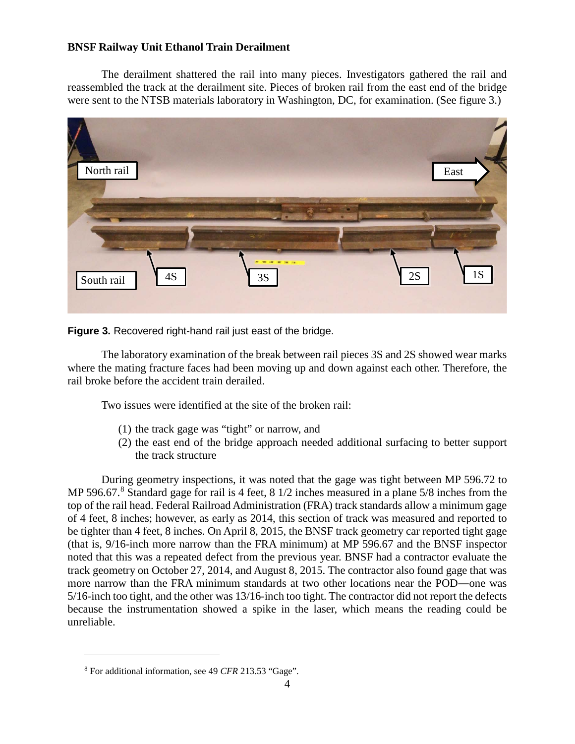The derailment shattered the rail into many pieces. Investigators gathered the rail and reassembled the track at the derailment site. Pieces of broken rail from the east end of the bridge were sent to the NTSB materials laboratory in Washington, DC, for examination. (See figure 3.)

**Figure 3.** Recovered right-hand rail just east of the bridge.

The laboratory examination of the break between rail pieces 3S and 2S showed wear marks where the mating fracture faces had been moving up and down against each other. Therefore, the rail broke before the accident train derailed.

Two issues were identified at the site of the broken rail:

(1) the track gage was "tight" or narrow, and
(2) the east end of the bridge approach needed additional surfacing to better support the track structure

During geometry inspections, it was noted that the gage was tight between MP 596.72 to MP 596.67.[8] Standard gage for rail is 4 feet, 8 1/2 inches measured in a plane 5/8 inches from the top of the rail head. Federal Railroad Administration (FRA) track standards allow a minimum gage of 4 feet, 8 inches; however, as early as 2014, this section of track was measured and reported to be tighter than 4 feet, 8 inches. On April 8, 2015, the BNSF track geometry car reported tight gage (that is, 9/16-inch more narrow than the FRA minimum) at MP 596.67 and the BNSF inspector noted that this was a repeated defect from the previous year. BNSF had a contractor evaluate the track geometry on October 27, 2014, and August 8, 2015. The contractor also found gage that was more narrow than the FRA minimum standards at two other locations near the POD—one was 5/16-inch too tight, and the other was 13/16-inch too tight. The contractor did not report the defects because the instrumentation showed a spike in the laser, which means the reading could be unreliable.

[8] For additional information, see 49 *CFR* 213.53 "Gage".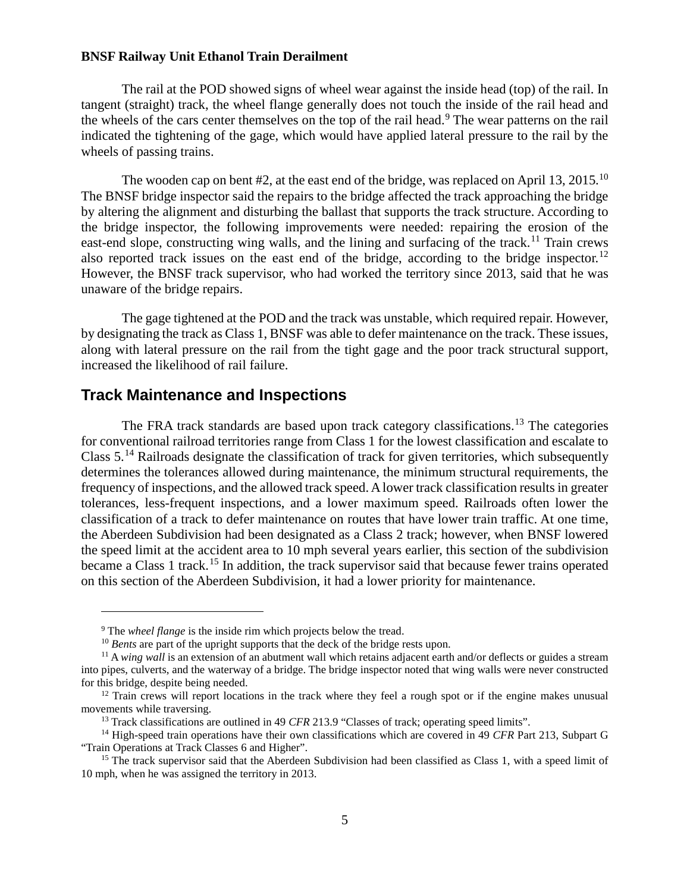The rail at the POD showed signs of wheel wear against the inside head (top) of the rail. In tangent (straight) track, the wheel flange generally does not touch the inside of the rail head and the wheels of the cars center themselves on the top of the rail head.[9] The wear patterns on the rail indicated the tightening of the gage, which would have applied lateral pressure to the rail by the wheels of passing trains.

The wooden cap on bent #2, at the east end of the bridge, was replaced on April 13, 2015.[10] The BNSF bridge inspector said the repairs to the bridge affected the track approaching the bridge by altering the alignment and disturbing the ballast that supports the track structure. According to the bridge inspector, the following improvements were needed: repairing the erosion of the east-end slope, constructing wing walls, and the lining and surfacing of the track.[11] Train crews also reported track issues on the east end of the bridge, according to the bridge inspector.[12] However, the BNSF track supervisor, who had worked the territory since 2013, said that he was unaware of the bridge repairs.

The gage tightened at the POD and the track was unstable, which required repair. However, by designating the track as Class 1, BNSF was able to defer maintenance on the track. These issues, along with lateral pressure on the rail from the tight gage and the poor track structural support, increased the likelihood of rail failure.

## Track Maintenance and Inspections

The FRA track standards are based upon track category classifications.[13] The categories for conventional railroad territories range from Class 1 for the lowest classification and escalate to Class 5.[14] Railroads designate the classification of track for given territories, which subsequently determines the tolerances allowed during maintenance, the minimum structural requirements, the frequency of inspections, and the allowed track speed. A lower track classification results in greater tolerances, less-frequent inspections, and a lower maximum speed. Railroads often lower the classification of a track to defer maintenance on routes that have lower train traffic. At one time, the Aberdeen Subdivision had been designated as a Class 2 track; however, when BNSF lowered the speed limit at the accident area to 10 mph several years earlier, this section of the subdivision became a Class 1 track.[15] In addition, the track supervisor said that because fewer trains operated on this section of the Aberdeen Subdivision, it had a lower priority for maintenance.

---

[9] The *wheel flange* is the inside rim which projects below the tread.

[10] *Bents* are part of the upright supports that the deck of the bridge rests upon.

[11] A *wing wall* is an extension of an abutment wall which retains adjacent earth and/or deflects or guides a stream into pipes, culverts, and the waterway of a bridge. The bridge inspector noted that wing walls were never constructed for this bridge, despite being needed.

[12] Train crews will report locations in the track where they feel a rough spot or if the engine makes unusual movements while traversing.

[13] Track classifications are outlined in 49 *CFR* 213.9 "Classes of track; operating speed limits".

[14] High-speed train operations have their own classifications which are covered in 49 *CFR* Part 213, Subpart G "Train Operations at Track Classes 6 and Higher".

[15] The track supervisor said that the Aberdeen Subdivision had been classified as Class 1, with a speed limit of 10 mph, when he was assigned the territory in 2013.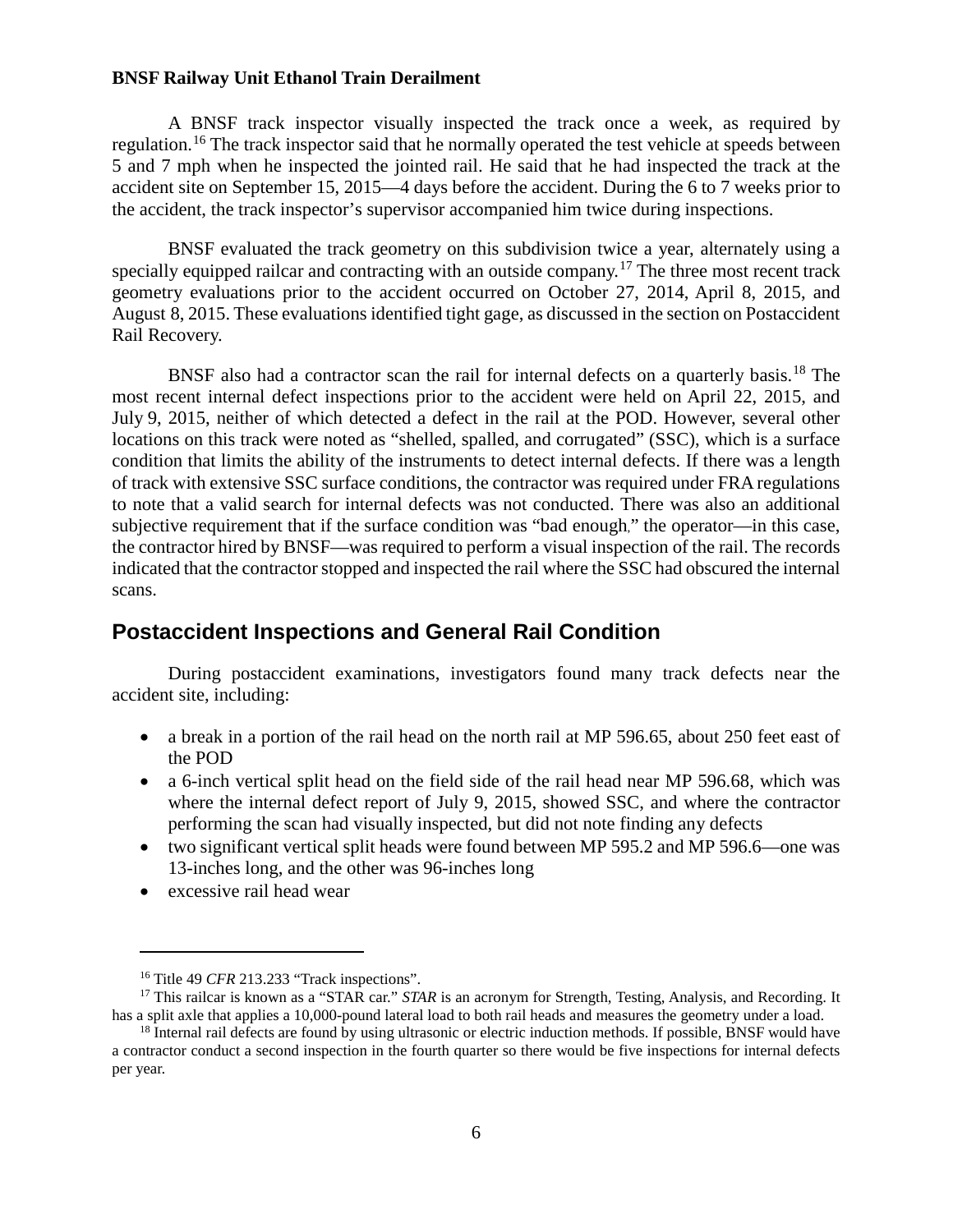A BNSF track inspector visually inspected the track once a week, as required by regulation.[16] The track inspector said that he normally operated the test vehicle at speeds between 5 and 7 mph when he inspected the jointed rail. He said that he had inspected the track at the accident site on September 15, 2015—4 days before the accident. During the 6 to 7 weeks prior to the accident, the track inspector's supervisor accompanied him twice during inspections.

BNSF evaluated the track geometry on this subdivision twice a year, alternately using a specially equipped railcar and contracting with an outside company.[17] The three most recent track geometry evaluations prior to the accident occurred on October 27, 2014, April 8, 2015, and August 8, 2015. These evaluations identified tight gage, as discussed in the section on Postaccident Rail Recovery.

BNSF also had a contractor scan the rail for internal defects on a quarterly basis.[18] The most recent internal defect inspections prior to the accident were held on April 22, 2015, and July 9, 2015, neither of which detected a defect in the rail at the POD. However, several other locations on this track were noted as "shelled, spalled, and corrugated" (SSC), which is a surface condition that limits the ability of the instruments to detect internal defects. If there was a length of track with extensive SSC surface conditions, the contractor was required under FRA regulations to note that a valid search for internal defects was not conducted. There was also an additional subjective requirement that if the surface condition was "bad enough," the operator—in this case, the contractor hired by BNSF—was required to perform a visual inspection of the rail. The records indicated that the contractor stopped and inspected the rail where the SSC had obscured the internal scans.

## Postaccident Inspections and General Rail Condition

During postaccident examinations, investigators found many track defects near the accident site, including:

- a break in a portion of the rail head on the north rail at MP 596.65, about 250 feet east of the POD
- a 6-inch vertical split head on the field side of the rail head near MP 596.68, which was where the internal defect report of July 9, 2015, showed SSC, and where the contractor performing the scan had visually inspected, but did not note finding any defects
- two significant vertical split heads were found between MP 595.2 and MP 596.6—one was 13-inches long, and the other was 96-inches long
- excessive rail head wear

---

[16] Title 49 *CFR* 213.233 "Track inspections".

[17] This railcar is known as a "STAR car." *STAR* is an acronym for Strength, Testing, Analysis, and Recording. It has a split axle that applies a 10,000-pound lateral load to both rail heads and measures the geometry under a load.

[18] Internal rail defects are found by using ultrasonic or electric induction methods. If possible, BNSF would have a contractor conduct a second inspection in the fourth quarter so there would be five inspections for internal defects per year.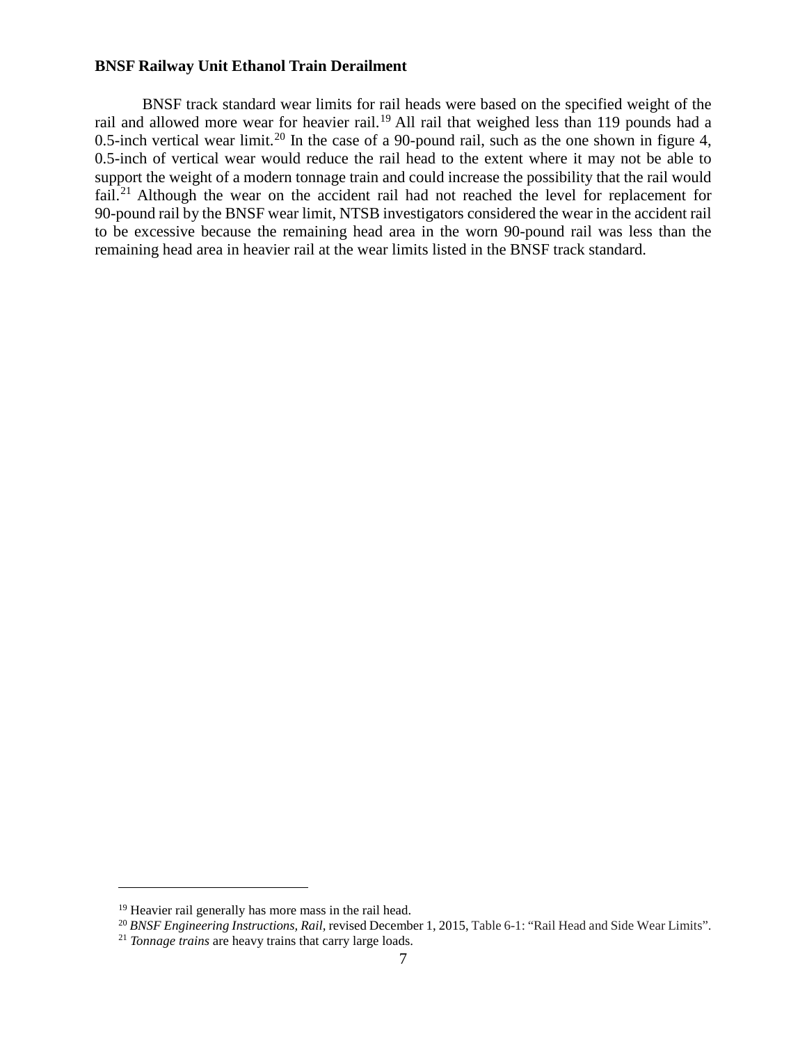BNSF track standard wear limits for rail heads were based on the specified weight of the rail and allowed more wear for heavier rail.[19] All rail that weighed less than 119 pounds had a 0.5-inch vertical wear limit.[20] In the case of a 90-pound rail, such as the one shown in figure 4, 0.5-inch of vertical wear would reduce the rail head to the extent where it may not be able to support the weight of a modern tonnage train and could increase the possibility that the rail would fail.[21] Although the wear on the accident rail had not reached the level for replacement for 90-pound rail by the BNSF wear limit, NTSB investigators considered the wear in the accident rail to be excessive because the remaining head area in the worn 90-pound rail was less than the remaining head area in heavier rail at the wear limits listed in the BNSF track standard.

---

[19] Heavier rail generally has more mass in the rail head.

[20] *BNSF Engineering Instructions, Rail*, revised December 1, 2015, Table 6-1: "Rail Head and Side Wear Limits".

[21] *Tonnage trains* are heavy trains that carry large loads.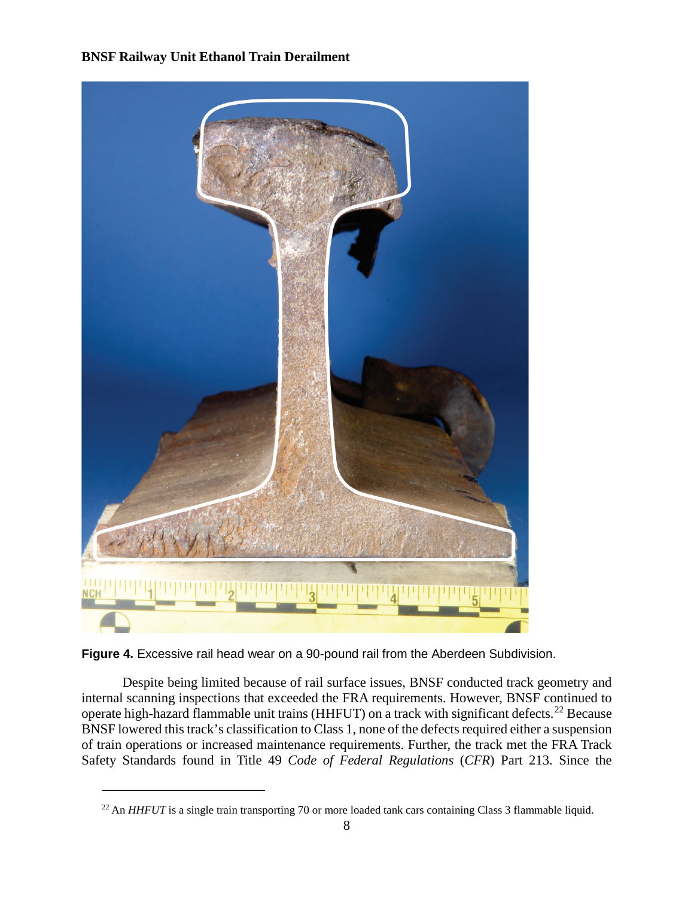**Figure 4.** Excessive rail head wear on a 90-pound rail from the Aberdeen Subdivision.

Despite being limited because of rail surface issues, BNSF conducted track geometry and internal scanning inspections that exceeded the FRA requirements. However, BNSF continued to operate high-hazard flammable unit trains (HHFUT) on a track with significant defects.[22] Because BNSF lowered this track's classification to Class 1, none of the defects required either a suspension of train operations or increased maintenance requirements. Further, the track met the FRA Track Safety Standards found in Title 49 *Code of Federal Regulations* (*CFR*) Part 213. Since the

[22] An *HHFUT* is a single train transporting 70 or more loaded tank cars containing Class 3 flammable liquid.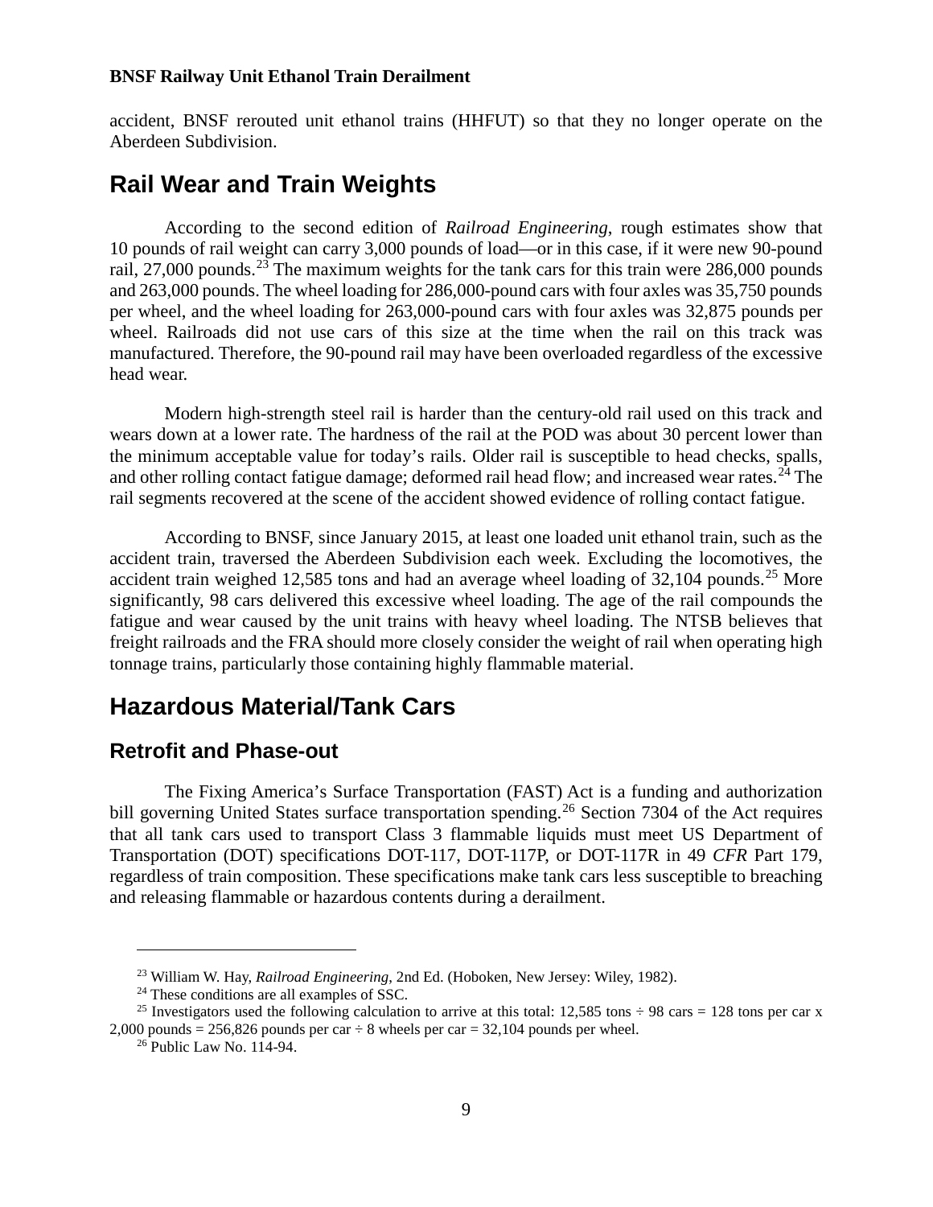accident, BNSF rerouted unit ethanol trains (HHFUT) so that they no longer operate on the Aberdeen Subdivision.

## Rail Wear and Train Weights

According to the second edition of *Railroad Engineering*, rough estimates show that 10 pounds of rail weight can carry 3,000 pounds of load—or in this case, if it were new 90-pound rail, 27,000 pounds.[23] The maximum weights for the tank cars for this train were 286,000 pounds and 263,000 pounds. The wheel loading for 286,000-pound cars with four axles was 35,750 pounds per wheel, and the wheel loading for 263,000-pound cars with four axles was 32,875 pounds per wheel. Railroads did not use cars of this size at the time when the rail on this track was manufactured. Therefore, the 90-pound rail may have been overloaded regardless of the excessive head wear.

Modern high-strength steel rail is harder than the century-old rail used on this track and wears down at a lower rate. The hardness of the rail at the POD was about 30 percent lower than the minimum acceptable value for today's rails. Older rail is susceptible to head checks, spalls, and other rolling contact fatigue damage; deformed rail head flow; and increased wear rates.[24] The rail segments recovered at the scene of the accident showed evidence of rolling contact fatigue.

According to BNSF, since January 2015, at least one loaded unit ethanol train, such as the accident train, traversed the Aberdeen Subdivision each week. Excluding the locomotives, the accident train weighed 12,585 tons and had an average wheel loading of 32,104 pounds.[25] More significantly, 98 cars delivered this excessive wheel loading. The age of the rail compounds the fatigue and wear caused by the unit trains with heavy wheel loading. The NTSB believes that freight railroads and the FRA should more closely consider the weight of rail when operating high tonnage trains, particularly those containing highly flammable material.

## Hazardous Material/Tank Cars

### Retrofit and Phase-out

The Fixing America's Surface Transportation (FAST) Act is a funding and authorization bill governing United States surface transportation spending.[26] Section 7304 of the Act requires that all tank cars used to transport Class 3 flammable liquids must meet US Department of Transportation (DOT) specifications DOT-117, DOT-117P, or DOT-117R in 49 *CFR* Part 179, regardless of train composition. These specifications make tank cars less susceptible to breaching and releasing flammable or hazardous contents during a derailment.

---

[23] William W. Hay, *Railroad Engineering*, 2nd Ed. (Hoboken, New Jersey: Wiley, 1982).

[24] These conditions are all examples of SSC.

[25] Investigators used the following calculation to arrive at this total: 12,585 tons ÷ 98 cars = 128 tons per car x 2,000 pounds = 256,826 pounds per car ÷ 8 wheels per car = 32,104 pounds per wheel.

[26] Public Law No. 114-94.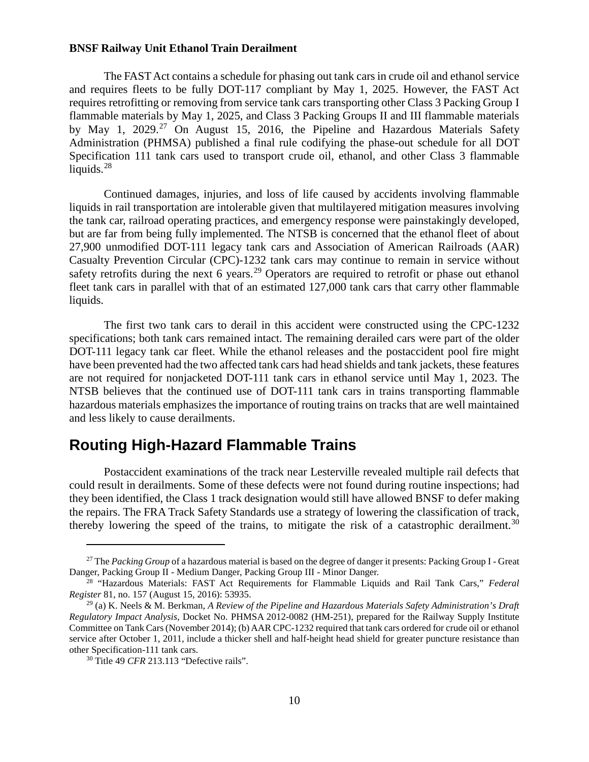The FAST Act contains a schedule for phasing out tank cars in crude oil and ethanol service and requires fleets to be fully DOT-117 compliant by May 1, 2025. However, the FAST Act requires retrofitting or removing from service tank cars transporting other Class 3 Packing Group I flammable materials by May 1, 2025, and Class 3 Packing Groups II and III flammable materials by May 1, 2029.[27] On August 15, 2016, the Pipeline and Hazardous Materials Safety Administration (PHMSA) published a final rule codifying the phase-out schedule for all DOT Specification 111 tank cars used to transport crude oil, ethanol, and other Class 3 flammable liquids.[28]

Continued damages, injuries, and loss of life caused by accidents involving flammable liquids in rail transportation are intolerable given that multilayered mitigation measures involving the tank car, railroad operating practices, and emergency response were painstakingly developed, but are far from being fully implemented. The NTSB is concerned that the ethanol fleet of about 27,900 unmodified DOT-111 legacy tank cars and Association of American Railroads (AAR) Casualty Prevention Circular (CPC)-1232 tank cars may continue to remain in service without safety retrofits during the next 6 years.[29] Operators are required to retrofit or phase out ethanol fleet tank cars in parallel with that of an estimated 127,000 tank cars that carry other flammable liquids.

The first two tank cars to derail in this accident were constructed using the CPC-1232 specifications; both tank cars remained intact. The remaining derailed cars were part of the older DOT-111 legacy tank car fleet. While the ethanol releases and the postaccident pool fire might have been prevented had the two affected tank cars had head shields and tank jackets, these features are not required for nonjacketed DOT-111 tank cars in ethanol service until May 1, 2023. The NTSB believes that the continued use of DOT-111 tank cars in trains transporting flammable hazardous materials emphasizes the importance of routing trains on tracks that are well maintained and less likely to cause derailments.

## Routing High-Hazard Flammable Trains

Postaccident examinations of the track near Lesterville revealed multiple rail defects that could result in derailments. Some of these defects were not found during routine inspections; had they been identified, the Class 1 track designation would still have allowed BNSF to defer making the repairs. The FRA Track Safety Standards use a strategy of lowering the classification of track, thereby lowering the speed of the trains, to mitigate the risk of a catastrophic derailment.[30]

---

[27] The *Packing Group* of a hazardous material is based on the degree of danger it presents: Packing Group I - Great Danger, Packing Group II - Medium Danger, Packing Group III - Minor Danger.

[28] "Hazardous Materials: FAST Act Requirements for Flammable Liquids and Rail Tank Cars," *Federal Register* 81, no. 157 (August 15, 2016): 53935.

[29] (a) K. Neels & M. Berkman, *A Review of the Pipeline and Hazardous Materials Safety Administration's Draft Regulatory Impact Analysis*, Docket No. PHMSA 2012-0082 (HM-251), prepared for the Railway Supply Institute Committee on Tank Cars (November 2014); (b) AAR CPC-1232 required that tank cars ordered for crude oil or ethanol service after October 1, 2011, include a thicker shell and half-height head shield for greater puncture resistance than other Specification-111 tank cars.

[30] Title 49 *CFR* 213.113 "Defective rails".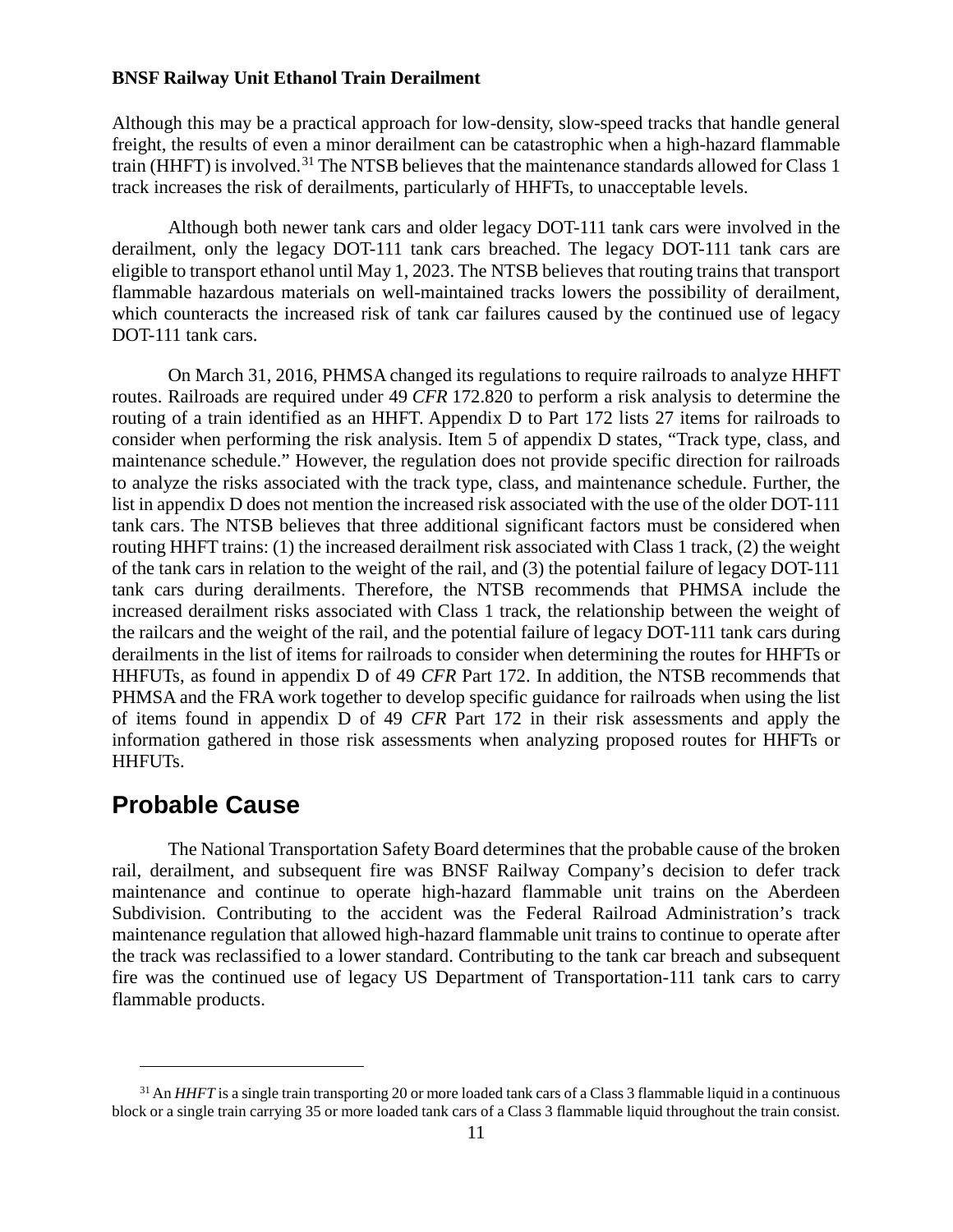Although this may be a practical approach for low-density, slow-speed tracks that handle general freight, the results of even a minor derailment can be catastrophic when a high-hazard flammable train (HHFT) is involved.[31] The NTSB believes that the maintenance standards allowed for Class 1 track increases the risk of derailments, particularly of HHFTs, to unacceptable levels.

Although both newer tank cars and older legacy DOT-111 tank cars were involved in the derailment, only the legacy DOT-111 tank cars breached. The legacy DOT-111 tank cars are eligible to transport ethanol until May 1, 2023. The NTSB believes that routing trains that transport flammable hazardous materials on well-maintained tracks lowers the possibility of derailment, which counteracts the increased risk of tank car failures caused by the continued use of legacy DOT-111 tank cars.

On March 31, 2016, PHMSA changed its regulations to require railroads to analyze HHFT routes. Railroads are required under 49 *CFR* 172.820 to perform a risk analysis to determine the routing of a train identified as an HHFT. Appendix D to Part 172 lists 27 items for railroads to consider when performing the risk analysis. Item 5 of appendix D states, "Track type, class, and maintenance schedule." However, the regulation does not provide specific direction for railroads to analyze the risks associated with the track type, class, and maintenance schedule. Further, the list in appendix D does not mention the increased risk associated with the use of the older DOT-111 tank cars. The NTSB believes that three additional significant factors must be considered when routing HHFT trains: (1) the increased derailment risk associated with Class 1 track, (2) the weight of the tank cars in relation to the weight of the rail, and (3) the potential failure of legacy DOT-111 tank cars during derailments. Therefore, the NTSB recommends that PHMSA include the increased derailment risks associated with Class 1 track, the relationship between the weight of the railcars and the weight of the rail, and the potential failure of legacy DOT-111 tank cars during derailments in the list of items for railroads to consider when determining the routes for HHFTs or HHFUTs, as found in appendix D of 49 *CFR* Part 172. In addition, the NTSB recommends that PHMSA and the FRA work together to develop specific guidance for railroads when using the list of items found in appendix D of 49 *CFR* Part 172 in their risk assessments and apply the information gathered in those risk assessments when analyzing proposed routes for HHFTs or HHFUTs.

## Probable Cause

The National Transportation Safety Board determines that the probable cause of the broken rail, derailment, and subsequent fire was BNSF Railway Company's decision to defer track maintenance and continue to operate high-hazard flammable unit trains on the Aberdeen Subdivision. Contributing to the accident was the Federal Railroad Administration's track maintenance regulation that allowed high-hazard flammable unit trains to continue to operate after the track was reclassified to a lower standard. Contributing to the tank car breach and subsequent fire was the continued use of legacy US Department of Transportation-111 tank cars to carry flammable products.

---

[31] An *HHFT* is a single train transporting 20 or more loaded tank cars of a Class 3 flammable liquid in a continuous block or a single train carrying 35 or more loaded tank cars of a Class 3 flammable liquid throughout the train consist.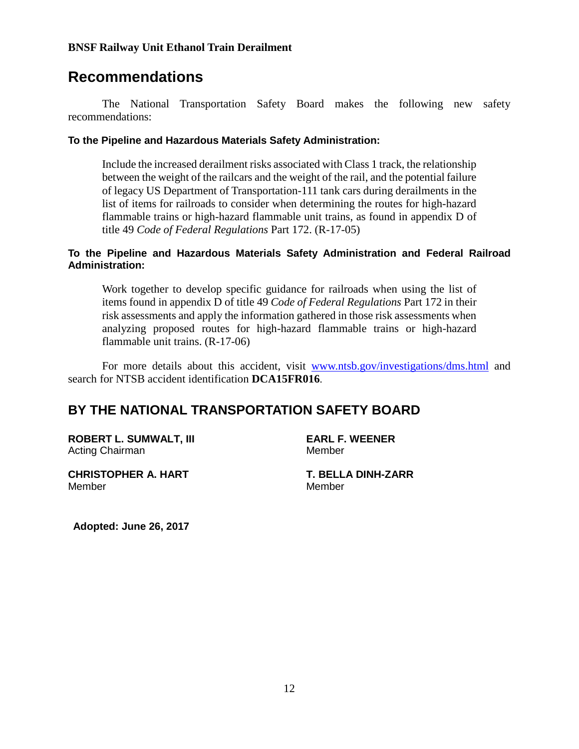## Recommendations

The National Transportation Safety Board makes the following new safety recommendations:

**To the Pipeline and Hazardous Materials Safety Administration:**

> Include the increased derailment risks associated with Class 1 track, the relationship between the weight of the railcars and the weight of the rail, and the potential failure of legacy US Department of Transportation-111 tank cars during derailments in the list of items for railroads to consider when determining the routes for high-hazard flammable trains or high-hazard flammable unit trains, as found in appendix D of title 49 *Code of Federal Regulations* Part 172. (R-17-05)

**To the Pipeline and Hazardous Materials Safety Administration and Federal Railroad Administration:**

> Work together to develop specific guidance for railroads when using the list of items found in appendix D of title 49 *Code of Federal Regulations* Part 172 in their risk assessments and apply the information gathered in those risk assessments when analyzing proposed routes for high-hazard flammable trains or high-hazard flammable unit trains. (R-17-06)

For more details about this accident, visit www.ntsb.gov/investigations/dms.html and search for NTSB accident identification **DCA15FR016**.

## BY THE NATIONAL TRANSPORTATION SAFETY BOARD

**ROBERT L. SUMWALT, III**
Acting Chairman

**EARL F. WEENER**
Member

**CHRISTOPHER A. HART**
Member

**T. BELLA DINH-ZARR**
Member

**Adopted: June 26, 2017**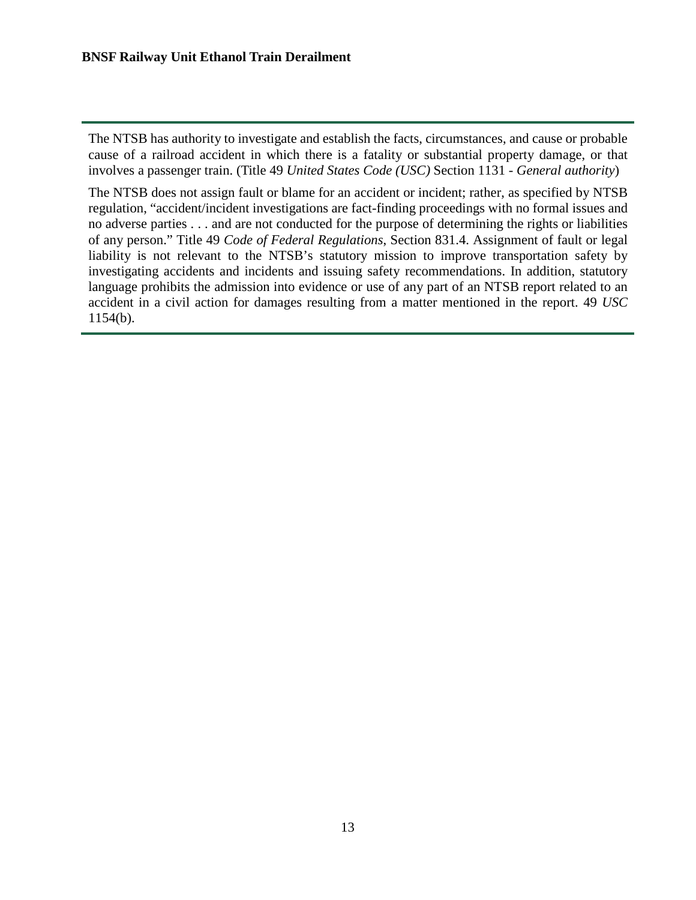The NTSB has authority to investigate and establish the facts, circumstances, and cause or probable cause of a railroad accident in which there is a fatality or substantial property damage, or that involves a passenger train. (Title 49 *United States Code (USC)* Section 1131 - *General authority*)

The NTSB does not assign fault or blame for an accident or incident; rather, as specified by NTSB regulation, "accident/incident investigations are fact-finding proceedings with no formal issues and no adverse parties . . . and are not conducted for the purpose of determining the rights or liabilities of any person." Title 49 *Code of Federal Regulations*, Section 831.4. Assignment of fault or legal liability is not relevant to the NTSB's statutory mission to improve transportation safety by investigating accidents and incidents and issuing safety recommendations. In addition, statutory language prohibits the admission into evidence or use of any part of an NTSB report related to an accident in a civil action for damages resulting from a matter mentioned in the report. 49 *USC* 1154(b).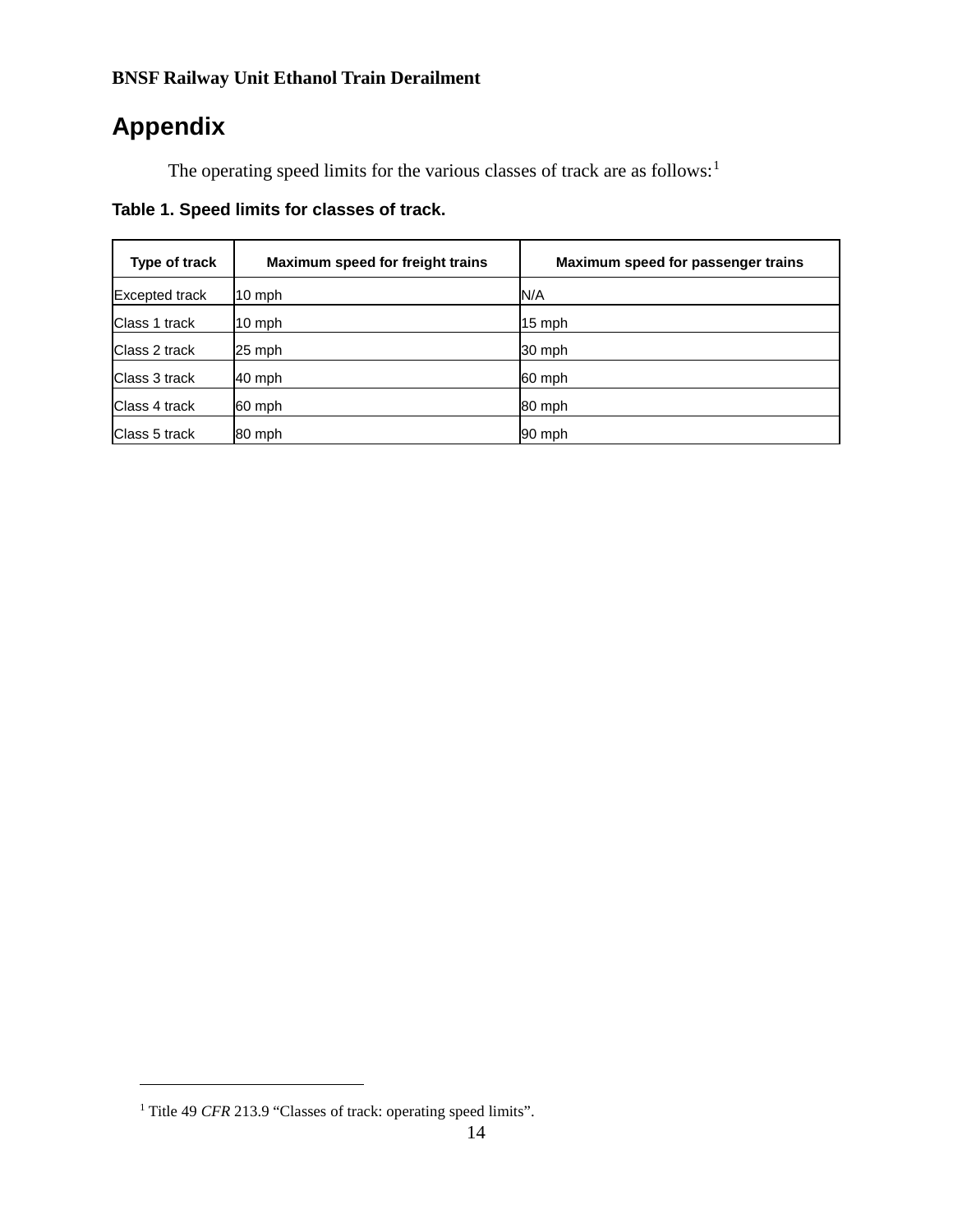# Appendix

The operating speed limits for the various classes of track are as follows:[1]

**Table 1. Speed limits for classes of track.**

| Type of track | Maximum speed for freight trains | Maximum speed for passenger trains |
|---|---|---|
| Excepted track | 10 mph | N/A |
| Class 1 track | 10 mph | 15 mph |
| Class 2 track | 25 mph | 30 mph |
| Class 3 track | 40 mph | 60 mph |
| Class 4 track | 60 mph | 80 mph |
| Class 5 track | 80 mph | 90 mph |

[1] Title 49 *CFR* 213.9 "Classes of track: operating speed limits".